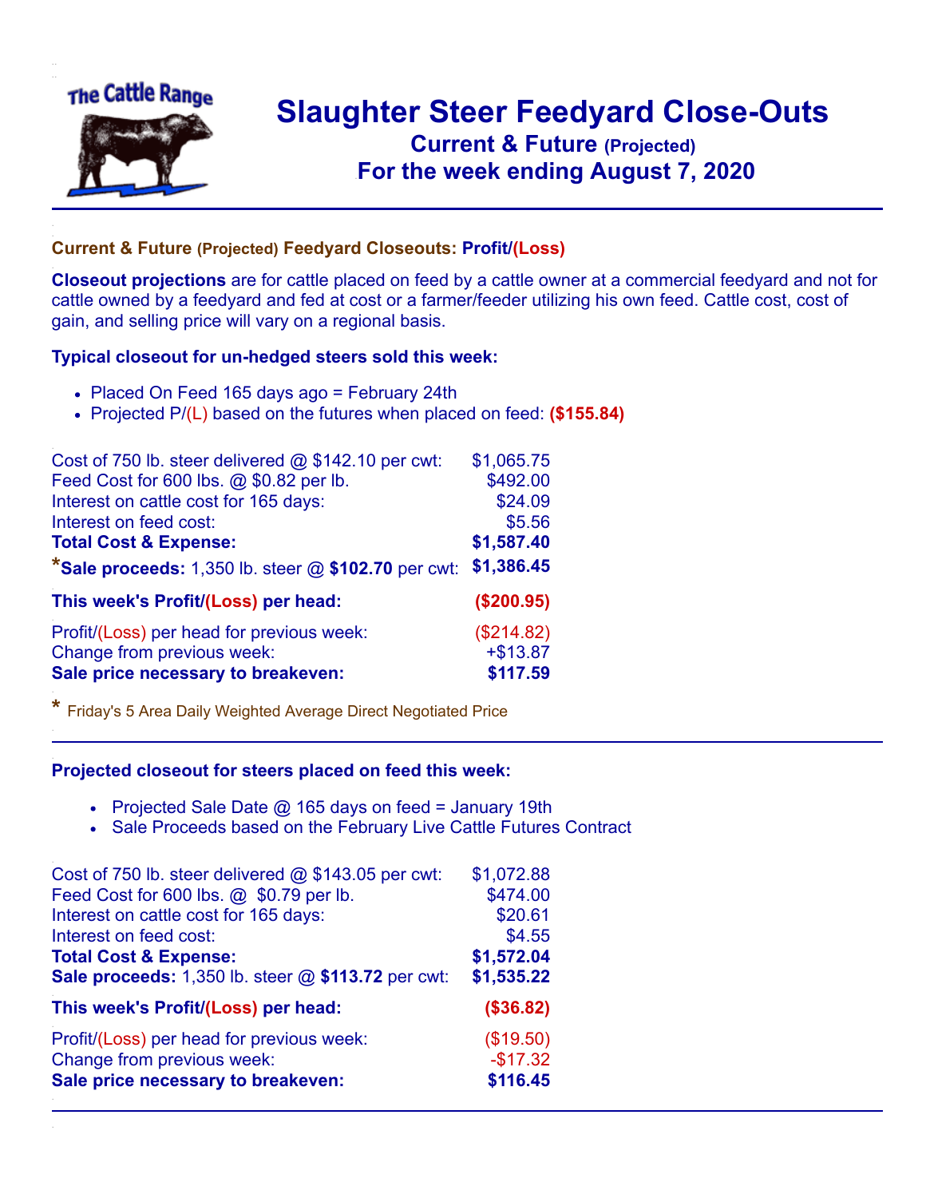# Slaughter Steer Feedyard Close-Outs

## Current & Future (Projected)

## For the week ending August 7, 2020

### Current & Future (Projected) Feedyard Closeouts: Profit/(Loss)

**Closeout projections** are for cattle placed on feed by a cattle owner at a commercial feedyard and not for cattle owned by a feedyard and fed at cost or a farmer/feeder utilizing his own feed. Cattle cost, cost of gain, and selling price will vary on a regional basis.

### Typical closeout for un-hedged steers sold this week:

- Placed On Feed 165 days ago = February 24th
- Projected P/(L) based on the futures when placed on feed: **($155.84)**

| | |
|---|---|
| Cost of 750 lb. steer delivered @ $142.10 per cwt: | $1,065.75 |
| Feed Cost for 600 lbs. @ $0.82 per lb. | $492.00 |
| Interest on cattle cost for 165 days: | $24.09 |
| Interest on feed cost: | $5.56 |
| **Total Cost & Expense:** | **$1,587.40** |
| ***Sale proceeds:** 1,350 lb. steer @ **$102.70** per cwt: | **$1,386.45** |
| **This week's Profit/(Loss) per head:** | **($200.95)** |
| Profit/(Loss) per head for previous week: | ($214.82) |
| Change from previous week: | +$13.87 |
| **Sale price necessary to breakeven:** | **$117.59** |

* Friday's 5 Area Daily Weighted Average Direct Negotiated Price

### Projected closeout for steers placed on feed this week:

- Projected Sale Date @ 165 days on feed = January 19th
- Sale Proceeds based on the February Live Cattle Futures Contract

| | |
|---|---|
| Cost of 750 lb. steer delivered @ $143.05 per cwt: | $1,072.88 |
| Feed Cost for 600 lbs. @ $0.79 per lb. | $474.00 |
| Interest on cattle cost for 165 days: | $20.61 |
| Interest on feed cost: | $4.55 |
| **Total Cost & Expense:** | **$1,572.04** |
| **Sale proceeds:** 1,350 lb. steer @ **$113.72** per cwt: | **$1,535.22** |
| **This week's Profit/(Loss) per head:** | **($36.82)** |
| Profit/(Loss) per head for previous week: | ($19.50) |
| Change from previous week: | -$17.32 |
| **Sale price necessary to breakeven:** | **$116.45** |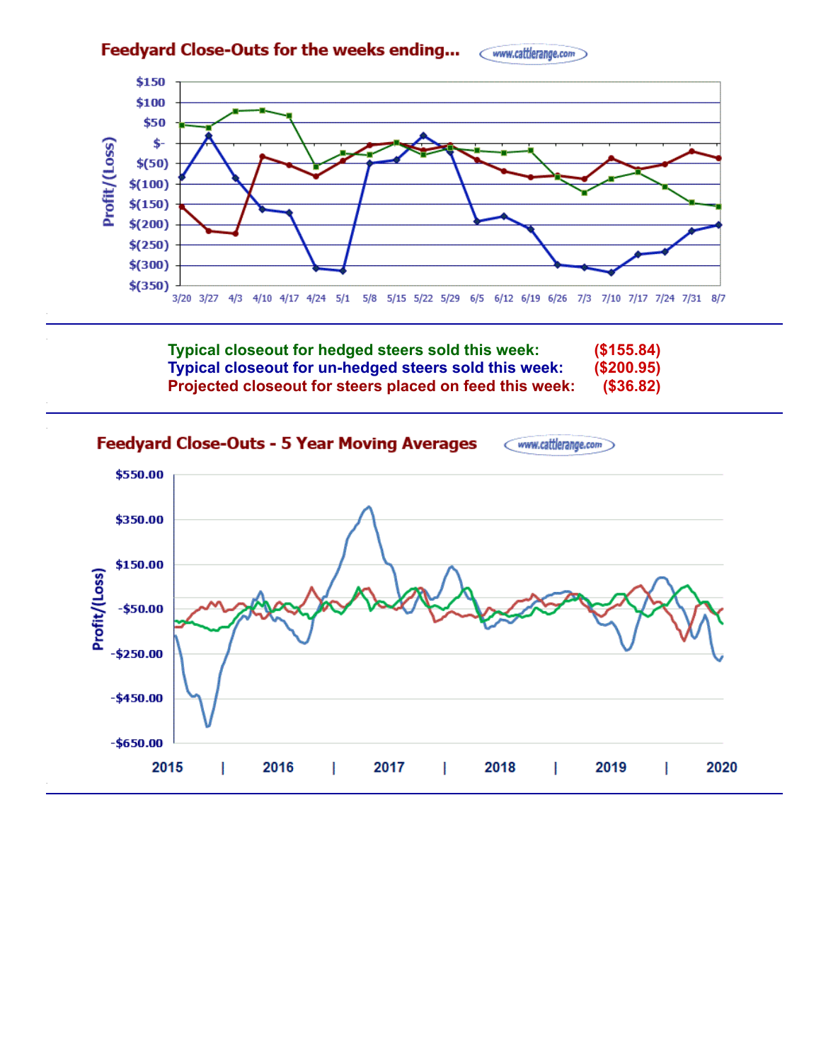## Feedyard Close-Outs for the weeks ending...

www.cattlerange.com

$150
$100
$50
$-
$(50)
$(100)
$(150)
$(200)
$(250)
$(300)
$(350)

Profit/(Loss)

3/20 3/27 4/3 4/10 4/17 4/24 5/1 5/8 5/15 5/22 5/29 6/5 6/12 6/19 6/26 7/3 7/10 7/17 7/24 7/31 8/7

---

**Typical closeout for hedged steers sold this week:** **($155.84)**
**Typical closeout for un-hedged steers sold this week:** **($200.95)**
**Projected closeout for steers placed on feed this week:** **($36.82)**

---

## Feedyard Close-Outs - 5 Year Moving Averages

www.cattlerange.com

$550.00
$350.00
$150.00
-$50.00
-$250.00
-$450.00
-$650.00

Profit/(Loss)

2015 | 2016 | 2017 | 2018 | 2019 | 2020